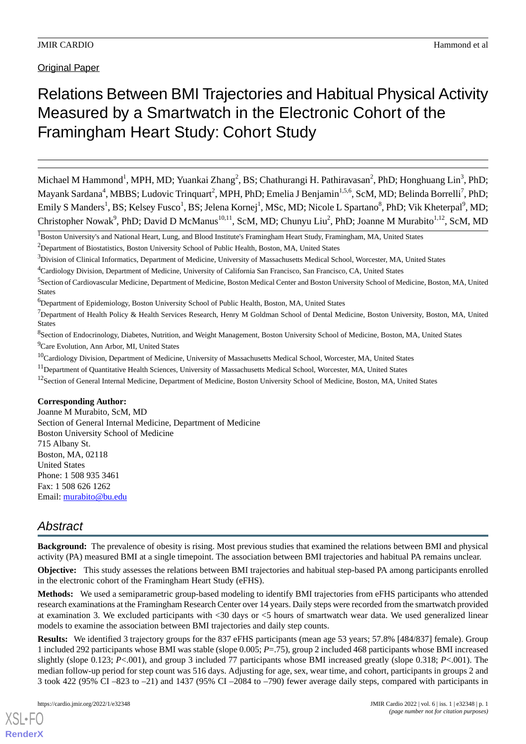Original Paper

# Relations Between BMI Trajectories and Habitual Physical Activity Measured by a Smartwatch in the Electronic Cohort of the Framingham Heart Study: Cohort Study

Michael M Hammond[1], MPH, MD; Yuankai Zhang[2], BS; Chathurangi H. Pathiravasan[2], PhD; Honghuang Lin[3], PhD; Mayank Sardana[4], MBBS; Ludovic Trinquart[2], MPH, PhD; Emelia J Benjamin[1,5,6], ScM, MD; Belinda Borrelli[7], PhD; Emily S Manders[1], BS; Kelsey Fusco[1], BS; Jelena Kornej[1], MSc, MD; Nicole L Spartano[8], PhD; Vik Kheterpal[9], MD; Christopher Nowak[9], PhD; David D McManus[10,11], ScM, MD; Chunyu Liu[2], PhD; Joanne M Murabito[1,12], ScM, MD

[1]Boston University's and National Heart, Lung, and Blood Institute's Framingham Heart Study, Framingham, MA, United States

[2]Department of Biostatistics, Boston University School of Public Health, Boston, MA, United States

[3]Division of Clinical Informatics, Department of Medicine, University of Massachusetts Medical School, Worcester, MA, United States

[4]Cardiology Division, Department of Medicine, University of California San Francisco, San Francisco, CA, United States

[5]Section of Cardiovascular Medicine, Department of Medicine, Boston Medical Center and Boston University School of Medicine, Boston, MA, United States

[6]Department of Epidemiology, Boston University School of Public Health, Boston, MA, United States

[7]Department of Health Policy & Health Services Research, Henry M Goldman School of Dental Medicine, Boston University, Boston, MA, United States

[8]Section of Endocrinology, Diabetes, Nutrition, and Weight Management, Boston University School of Medicine, Boston, MA, United States

[9]Care Evolution, Ann Arbor, MI, United States

[10]Cardiology Division, Department of Medicine, University of Massachusetts Medical School, Worcester, MA, United States

[11]Department of Quantitative Health Sciences, University of Massachusetts Medical School, Worcester, MA, United States

[12]Section of General Internal Medicine, Department of Medicine, Boston University School of Medicine, Boston, MA, United States

**Corresponding Author:**
Joanne M Murabito, ScM, MD
Section of General Internal Medicine, Department of Medicine
Boston University School of Medicine
715 Albany St.
Boston, MA, 02118
United States
Phone: 1 508 935 3461
Fax: 1 508 626 1262
Email: murabito@bu.edu

## Abstract

**Background:** The prevalence of obesity is rising. Most previous studies that examined the relations between BMI and physical activity (PA) measured BMI at a single timepoint. The association between BMI trajectories and habitual PA remains unclear.

**Objective:** This study assesses the relations between BMI trajectories and habitual step-based PA among participants enrolled in the electronic cohort of the Framingham Heart Study (eFHS).

**Methods:** We used a semiparametric group-based modeling to identify BMI trajectories from eFHS participants who attended research examinations at the Framingham Research Center over 14 years. Daily steps were recorded from the smartwatch provided at examination 3. We excluded participants with <30 days or <5 hours of smartwatch wear data. We used generalized linear models to examine the association between BMI trajectories and daily step counts.

**Results:** We identified 3 trajectory groups for the 837 eFHS participants (mean age 53 years; 57.8% [484/837] female). Group 1 included 292 participants whose BMI was stable (slope 0.005; *P*=.75), group 2 included 468 participants whose BMI increased slightly (slope 0.123; *P*<.001), and group 3 included 77 participants whose BMI increased greatly (slope 0.318; *P*<.001). The median follow-up period for step count was 516 days. Adjusting for age, sex, wear time, and cohort, participants in groups 2 and 3 took 422 (95% CI –823 to –21) and 1437 (95% CI –2084 to –790) fewer average daily steps, compared with participants in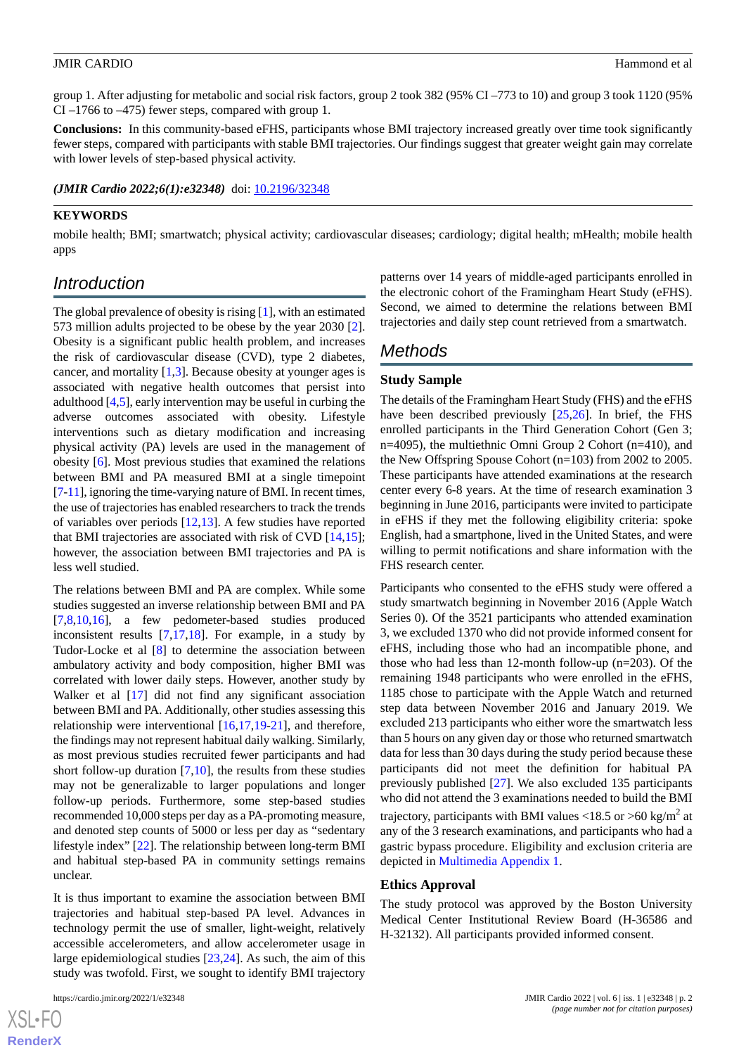group 1. After adjusting for metabolic and social risk factors, group 2 took 382 (95% CI –773 to 10) and group 3 took 1120 (95% CI –1766 to –475) fewer steps, compared with group 1.

**Conclusions:** In this community-based eFHS, participants whose BMI trajectory increased greatly over time took significantly fewer steps, compared with participants with stable BMI trajectories. Our findings suggest that greater weight gain may correlate with lower levels of step-based physical activity.

***(JMIR Cardio 2022;6(1):e32348)*** doi: 10.2196/32348

**KEYWORDS**

mobile health; BMI; smartwatch; physical activity; cardiovascular diseases; cardiology; digital health; mHealth; mobile health apps

## Introduction

The global prevalence of obesity is rising [1], with an estimated 573 million adults projected to be obese by the year 2030 [2]. Obesity is a significant public health problem, and increases the risk of cardiovascular disease (CVD), type 2 diabetes, cancer, and mortality [1,3]. Because obesity at younger ages is associated with negative health outcomes that persist into adulthood [4,5], early intervention may be useful in curbing the adverse outcomes associated with obesity. Lifestyle interventions such as dietary modification and increasing physical activity (PA) levels are used in the management of obesity [6]. Most previous studies that examined the relations between BMI and PA measured BMI at a single timepoint [7-11], ignoring the time-varying nature of BMI. In recent times, the use of trajectories has enabled researchers to track the trends of variables over periods [12,13]. A few studies have reported that BMI trajectories are associated with risk of CVD [14,15]; however, the association between BMI trajectories and PA is less well studied.

The relations between BMI and PA are complex. While some studies suggested an inverse relationship between BMI and PA [7,8,10,16], a few pedometer-based studies produced inconsistent results [7,17,18]. For example, in a study by Tudor-Locke et al [8] to determine the association between ambulatory activity and body composition, higher BMI was correlated with lower daily steps. However, another study by Walker et al [17] did not find any significant association between BMI and PA. Additionally, other studies assessing this relationship were interventional [16,17,19-21], and therefore, the findings may not represent habitual daily walking. Similarly, as most previous studies recruited fewer participants and had short follow-up duration [7,10], the results from these studies may not be generalizable to larger populations and longer follow-up periods. Furthermore, some step-based studies recommended 10,000 steps per day as a PA-promoting measure, and denoted step counts of 5000 or less per day as "sedentary lifestyle index" [22]. The relationship between long-term BMI and habitual step-based PA in community settings remains unclear.

It is thus important to examine the association between BMI trajectories and habitual step-based PA level. Advances in technology permit the use of smaller, light-weight, relatively accessible accelerometers, and allow accelerometer usage in large epidemiological studies [23,24]. As such, the aim of this study was twofold. First, we sought to identify BMI trajectory patterns over 14 years of middle-aged participants enrolled in the electronic cohort of the Framingham Heart Study (eFHS). Second, we aimed to determine the relations between BMI trajectories and daily step count retrieved from a smartwatch.

## Methods

### Study Sample

The details of the Framingham Heart Study (FHS) and the eFHS have been described previously [25,26]. In brief, the FHS enrolled participants in the Third Generation Cohort (Gen 3; n=4095), the multiethnic Omni Group 2 Cohort (n=410), and the New Offspring Spouse Cohort (n=103) from 2002 to 2005. These participants have attended examinations at the research center every 6-8 years. At the time of research examination 3 beginning in June 2016, participants were invited to participate in eFHS if they met the following eligibility criteria: spoke English, lived in the United States, had a smartphone, and were willing to permit notifications and share information with the FHS research center.

Participants who consented to the eFHS study were offered a study smartwatch beginning in November 2016 (Apple Watch Series 0). Of the 3521 participants who attended examination 3, we excluded 1370 who did not provide informed consent for eFHS, including those who had an incompatible phone, and those who had less than 12-month follow-up (n=203). Of the remaining 1948 participants who were enrolled in the eFHS, 1185 chose to participate with the Apple Watch and returned step data between November 2016 and January 2019. We excluded 213 participants who either wore the smartwatch less than 5 hours on any given day or those who returned smartwatch data for less than 30 days during the study period because these participants did not meet the definition for habitual PA previously published [27]. We also excluded 135 participants who did not attend the 3 examinations needed to build the BMI trajectory, participants with BMI values <18.5 or >60 kg/m$^2$ at any of the 3 research examinations, and participants who had a gastric bypass procedure. Eligibility and exclusion criteria are depicted in Multimedia Appendix 1.

### Ethics Approval

The study protocol was approved by the Boston University Medical Center Institutional Review Board (H-36586 and H-32132). All participants provided informed consent.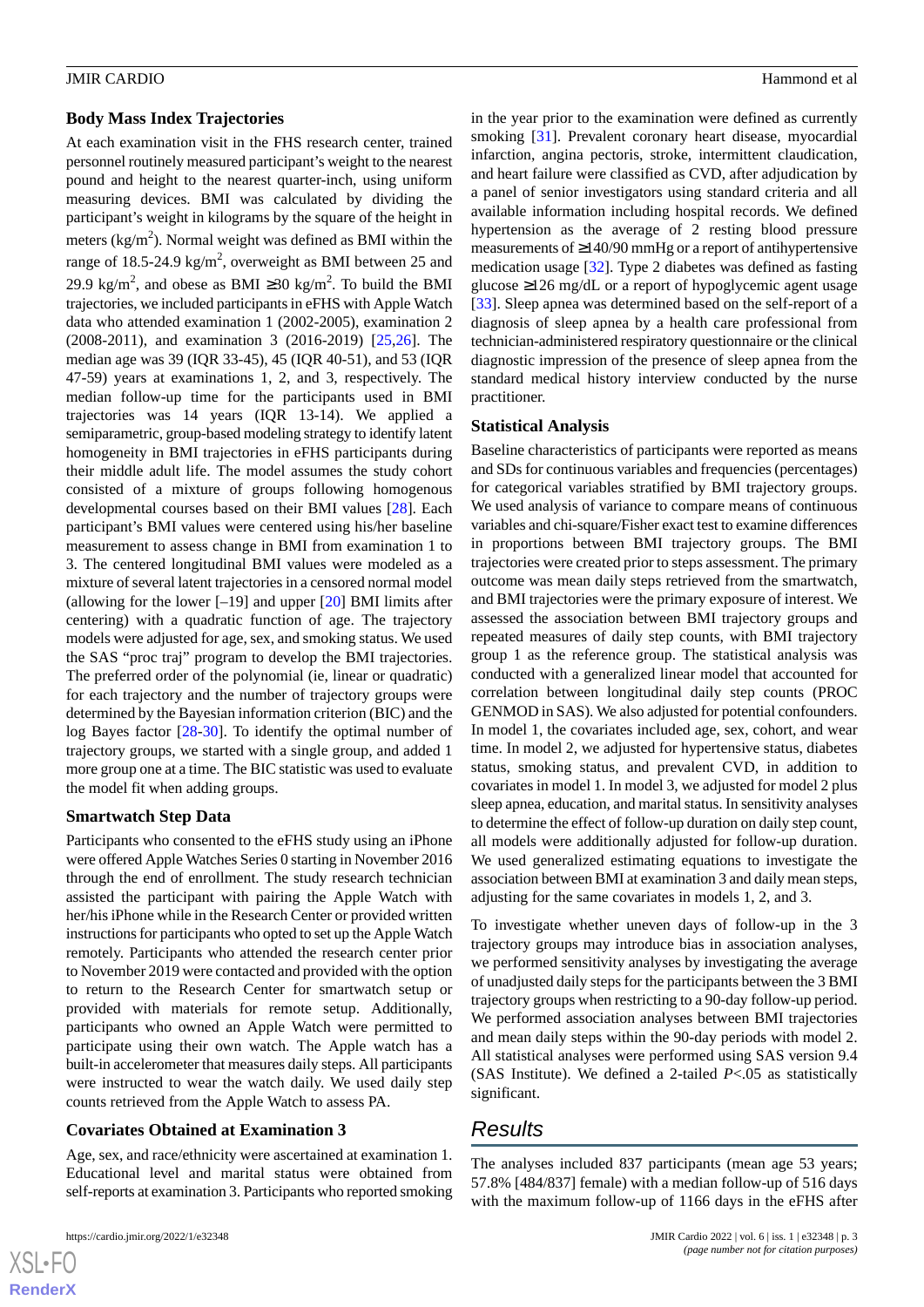### Body Mass Index Trajectories

At each examination visit in the FHS research center, trained personnel routinely measured participant's weight to the nearest pound and height to the nearest quarter-inch, using uniform measuring devices. BMI was calculated by dividing the participant's weight in kilograms by the square of the height in meters (kg/m$^2$). Normal weight was defined as BMI within the range of 18.5-24.9 kg/m$^2$, overweight as BMI between 25 and 29.9 kg/m$^2$, and obese as BMI ≥30 kg/m$^2$. To build the BMI trajectories, we included participants in eFHS with Apple Watch data who attended examination 1 (2002-2005), examination 2 (2008-2011), and examination 3 (2016-2019) [25,26]. The median age was 39 (IQR 33-45), 45 (IQR 40-51), and 53 (IQR 47-59) years at examinations 1, 2, and 3, respectively. The median follow-up time for the participants used in BMI trajectories was 14 years (IQR 13-14). We applied a semiparametric, group-based modeling strategy to identify latent homogeneity in BMI trajectories in eFHS participants during their middle adult life. The model assumes the study cohort consisted of a mixture of groups following homogenous developmental courses based on their BMI values [28]. Each participant's BMI values were centered using his/her baseline measurement to assess change in BMI from examination 1 to 3. The centered longitudinal BMI values were modeled as a mixture of several latent trajectories in a censored normal model (allowing for the lower [–19] and upper [20] BMI limits after centering) with a quadratic function of age. The trajectory models were adjusted for age, sex, and smoking status. We used the SAS "proc traj" program to develop the BMI trajectories. The preferred order of the polynomial (ie, linear or quadratic) for each trajectory and the number of trajectory groups were determined by the Bayesian information criterion (BIC) and the log Bayes factor [28-30]. To identify the optimal number of trajectory groups, we started with a single group, and added 1 more group one at a time. The BIC statistic was used to evaluate the model fit when adding groups.

### Smartwatch Step Data

Participants who consented to the eFHS study using an iPhone were offered Apple Watches Series 0 starting in November 2016 through the end of enrollment. The study research technician assisted the participant with pairing the Apple Watch with her/his iPhone while in the Research Center or provided written instructions for participants who opted to set up the Apple Watch remotely. Participants who attended the research center prior to November 2019 were contacted and provided with the option to return to the Research Center for smartwatch setup or provided with materials for remote setup. Additionally, participants who owned an Apple Watch were permitted to participate using their own watch. The Apple watch has a built-in accelerometer that measures daily steps. All participants were instructed to wear the watch daily. We used daily step counts retrieved from the Apple Watch to assess PA.

### Covariates Obtained at Examination 3

Age, sex, and race/ethnicity were ascertained at examination 1. Educational level and marital status were obtained from self-reports at examination 3. Participants who reported smoking in the year prior to the examination were defined as currently smoking [31]. Prevalent coronary heart disease, myocardial infarction, angina pectoris, stroke, intermittent claudication, and heart failure were classified as CVD, after adjudication by a panel of senior investigators using standard criteria and all available information including hospital records. We defined hypertension as the average of 2 resting blood pressure measurements of ≥140/90 mmHg or a report of antihypertensive medication usage [32]. Type 2 diabetes was defined as fasting glucose ≥126 mg/dL or a report of hypoglycemic agent usage [33]. Sleep apnea was determined based on the self-report of a diagnosis of sleep apnea by a health care professional from technician-administered respiratory questionnaire or the clinical diagnostic impression of the presence of sleep apnea from the standard medical history interview conducted by the nurse practitioner.

### Statistical Analysis

Baseline characteristics of participants were reported as means and SDs for continuous variables and frequencies (percentages) for categorical variables stratified by BMI trajectory groups. We used analysis of variance to compare means of continuous variables and chi-square/Fisher exact test to examine differences in proportions between BMI trajectory groups. The BMI trajectories were created prior to steps assessment. The primary outcome was mean daily steps retrieved from the smartwatch, and BMI trajectories were the primary exposure of interest. We assessed the association between BMI trajectory groups and repeated measures of daily step counts, with BMI trajectory group 1 as the reference group. The statistical analysis was conducted with a generalized linear model that accounted for correlation between longitudinal daily step counts (PROC GENMOD in SAS). We also adjusted for potential confounders. In model 1, the covariates included age, sex, cohort, and wear time. In model 2, we adjusted for hypertensive status, diabetes status, smoking status, and prevalent CVD, in addition to covariates in model 1. In model 3, we adjusted for model 2 plus sleep apnea, education, and marital status. In sensitivity analyses to determine the effect of follow-up duration on daily step count, all models were additionally adjusted for follow-up duration. We used generalized estimating equations to investigate the association between BMI at examination 3 and daily mean steps, adjusting for the same covariates in models 1, 2, and 3.

To investigate whether uneven days of follow-up in the 3 trajectory groups may introduce bias in association analyses, we performed sensitivity analyses by investigating the average of unadjusted daily steps for the participants between the 3 BMI trajectory groups when restricting to a 90-day follow-up period. We performed association analyses between BMI trajectories and mean daily steps within the 90-day periods with model 2. All statistical analyses were performed using SAS version 9.4 (SAS Institute). We defined a 2-tailed $P<.05$ as statistically significant.

## Results

The analyses included 837 participants (mean age 53 years; 57.8% [484/837] female) with a median follow-up of 516 days with the maximum follow-up of 1166 days in the eFHS after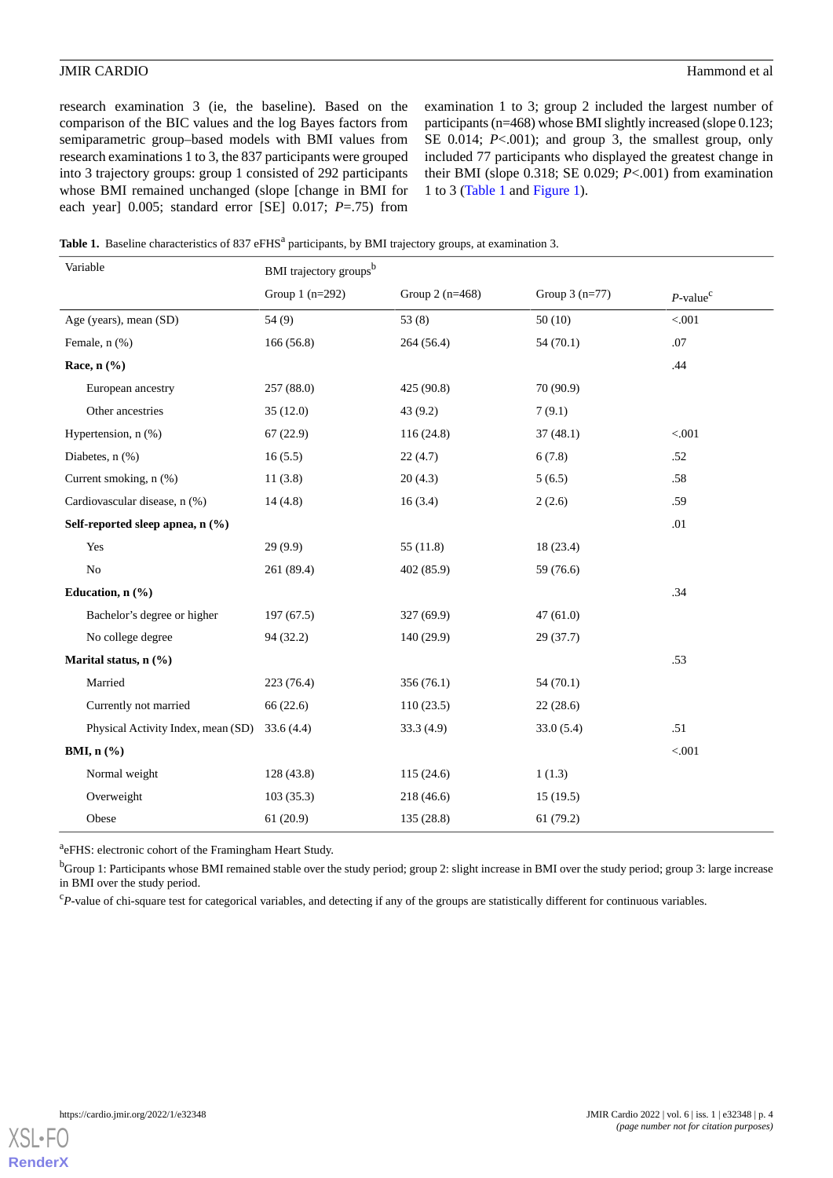research examination 3 (ie, the baseline). Based on the comparison of the BIC values and the log Bayes factors from semiparametric group–based models with BMI values from research examinations 1 to 3, the 837 participants were grouped into 3 trajectory groups: group 1 consisted of 292 participants whose BMI remained unchanged (slope [change in BMI for each year] 0.005; standard error [SE] 0.017; *P*=.75) from examination 1 to 3; group 2 included the largest number of participants (n=468) whose BMI slightly increased (slope 0.123; SE 0.014; *P*<.001); and group 3, the smallest group, only included 77 participants who displayed the greatest change in their BMI (slope 0.318; SE 0.029; *P*<.001) from examination 1 to 3 (Table 1 and Figure 1).

**Table 1.** Baseline characteristics of 837 eFHS[a] participants, by BMI trajectory groups, at examination 3.

| Variable | BMI trajectory groups[b] | | | |
|---|---|---|---|---|
| | Group 1 (n=292) | Group 2 (n=468) | Group 3 (n=77) | *P*-value[c] |
| Age (years), mean (SD) | 54 (9) | 53 (8) | 50 (10) | <.001 |
| Female, n (%) | 166 (56.8) | 264 (56.4) | 54 (70.1) | .07 |
| **Race, n (%)** | | | | .44 |
| European ancestry | 257 (88.0) | 425 (90.8) | 70 (90.9) | |
| Other ancestries | 35 (12.0) | 43 (9.2) | 7 (9.1) | |
| Hypertension, n (%) | 67 (22.9) | 116 (24.8) | 37 (48.1) | <.001 |
| Diabetes, n (%) | 16 (5.5) | 22 (4.7) | 6 (7.8) | .52 |
| Current smoking, n (%) | 11 (3.8) | 20 (4.3) | 5 (6.5) | .58 |
| Cardiovascular disease, n (%) | 14 (4.8) | 16 (3.4) | 2 (2.6) | .59 |
| **Self-reported sleep apnea, n (%)** | | | | .01 |
| Yes | 29 (9.9) | 55 (11.8) | 18 (23.4) | |
| No | 261 (89.4) | 402 (85.9) | 59 (76.6) | |
| **Education, n (%)** | | | | .34 |
| Bachelor's degree or higher | 197 (67.5) | 327 (69.9) | 47 (61.0) | |
| No college degree | 94 (32.2) | 140 (29.9) | 29 (37.7) | |
| **Marital status, n (%)** | | | | .53 |
| Married | 223 (76.4) | 356 (76.1) | 54 (70.1) | |
| Currently not married | 66 (22.6) | 110 (23.5) | 22 (28.6) | |
| Physical Activity Index, mean (SD) | 33.6 (4.4) | 33.3 (4.9) | 33.0 (5.4) | .51 |
| **BMI, n (%)** | | | | <.001 |
| Normal weight | 128 (43.8) | 115 (24.6) | 1 (1.3) | |
| Overweight | 103 (35.3) | 218 (46.6) | 15 (19.5) | |
| Obese | 61 (20.9) | 135 (28.8) | 61 (79.2) | |

[a]eFHS: electronic cohort of the Framingham Heart Study.

[b]Group 1: Participants whose BMI remained stable over the study period; group 2: slight increase in BMI over the study period; group 3: large increase in BMI over the study period.

[c]*P*-value of chi-square test for categorical variables, and detecting if any of the groups are statistically different for continuous variables.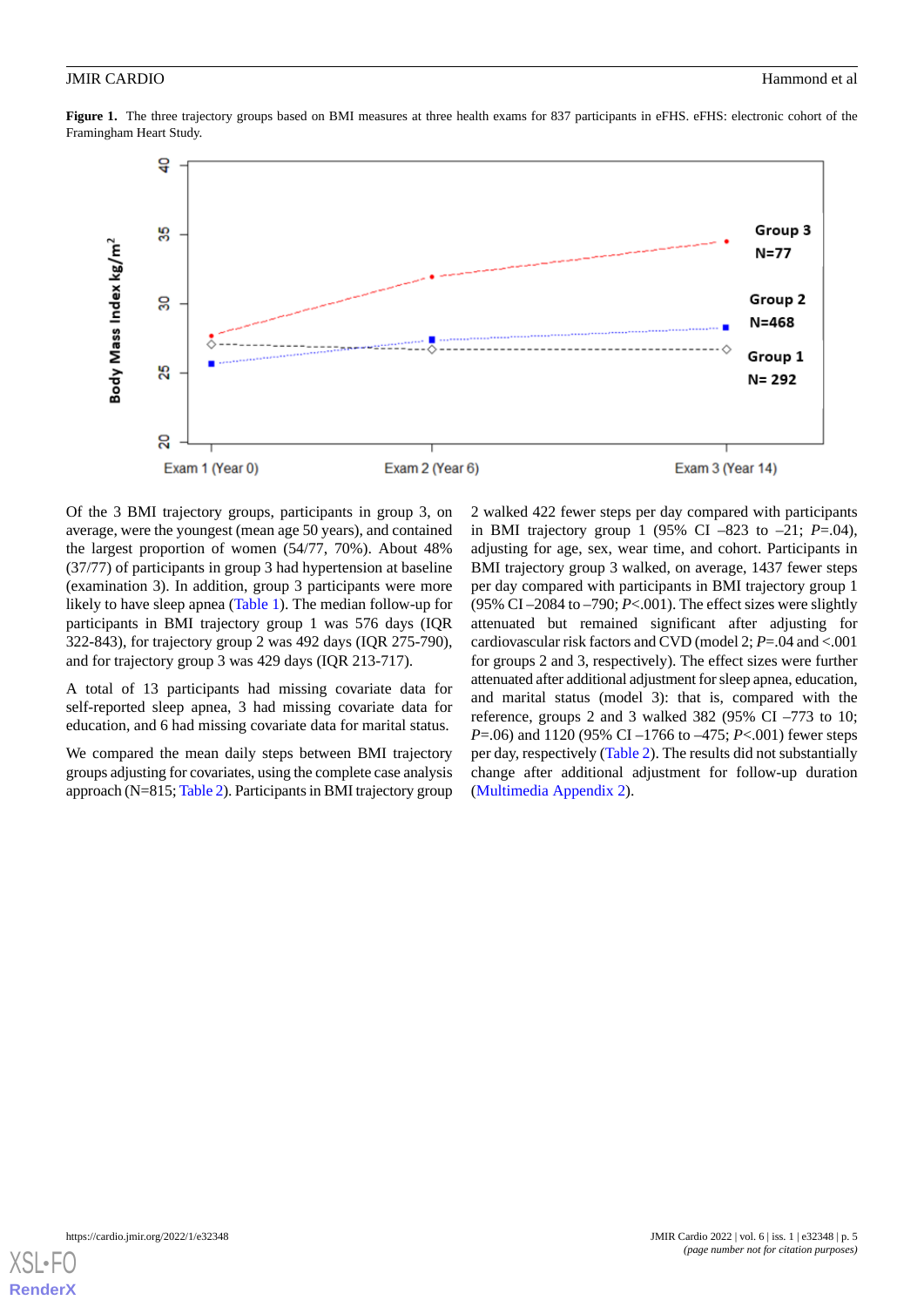**Figure 1.** The three trajectory groups based on BMI measures at three health exams for 837 participants in eFHS. eFHS: electronic cohort of the Framingham Heart Study.

Of the 3 BMI trajectory groups, participants in group 3, on average, were the youngest (mean age 50 years), and contained the largest proportion of women (54/77, 70%). About 48% (37/77) of participants in group 3 had hypertension at baseline (examination 3). In addition, group 3 participants were more likely to have sleep apnea (Table 1). The median follow-up for participants in BMI trajectory group 1 was 576 days (IQR 322-843), for trajectory group 2 was 492 days (IQR 275-790), and for trajectory group 3 was 429 days (IQR 213-717).

A total of 13 participants had missing covariate data for self-reported sleep apnea, 3 had missing covariate data for education, and 6 had missing covariate data for marital status.

We compared the mean daily steps between BMI trajectory groups adjusting for covariates, using the complete case analysis approach (N=815; Table 2). Participants in BMI trajectory group 2 walked 422 fewer steps per day compared with participants in BMI trajectory group 1 (95% CI –823 to –21; *P*=.04), adjusting for age, sex, wear time, and cohort. Participants in BMI trajectory group 3 walked, on average, 1437 fewer steps per day compared with participants in BMI trajectory group 1 (95% CI –2084 to –790; *P*<.001). The effect sizes were slightly attenuated but remained significant after adjusting for cardiovascular risk factors and CVD (model 2; *P*=.04 and <.001 for groups 2 and 3, respectively). The effect sizes were further attenuated after additional adjustment for sleep apnea, education, and marital status (model 3): that is, compared with the reference, groups 2 and 3 walked 382 (95% CI –773 to 10; *P*=.06) and 1120 (95% CI –1766 to –475; *P*<.001) fewer steps per day, respectively (Table 2). The results did not substantially change after additional adjustment for follow-up duration (Multimedia Appendix 2).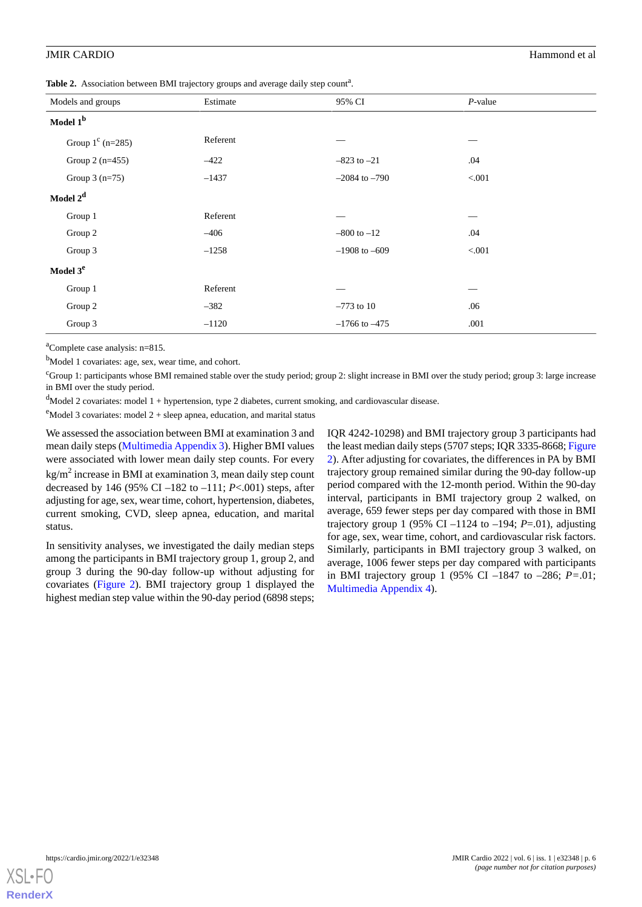**Table 2.** Association between BMI trajectory groups and average daily step count[a].

| Models and groups | Estimate | 95% CI | *P*-value |
|---|---|---|---|
| **Model 1[b]** | | | |
| Group 1[c] (n=285) | Referent | — | — |
| Group 2 (n=455) | –422 | –823 to –21 | .04 |
| Group 3 (n=75) | –1437 | –2084 to –790 | <.001 |
| **Model 2[d]** | | | |
| Group 1 | Referent | — | — |
| Group 2 | –406 | –800 to –12 | .04 |
| Group 3 | –1258 | –1908 to –609 | <.001 |
| **Model 3[e]** | | | |
| Group 1 | Referent | — | — |
| Group 2 | –382 | –773 to 10 | .06 |
| Group 3 | –1120 | –1766 to –475 | .001 |

[a]Complete case analysis: n=815.

[b]Model 1 covariates: age, sex, wear time, and cohort.

[c]Group 1: participants whose BMI remained stable over the study period; group 2: slight increase in BMI over the study period; group 3: large increase in BMI over the study period.

[d]Model 2 covariates: model 1 + hypertension, type 2 diabetes, current smoking, and cardiovascular disease.

[e]Model 3 covariates: model 2 + sleep apnea, education, and marital status

We assessed the association between BMI at examination 3 and mean daily steps (Multimedia Appendix 3). Higher BMI values were associated with lower mean daily step counts. For every kg/m$^2$ increase in BMI at examination 3, mean daily step count decreased by 146 (95% CI –182 to –111; *P*<.001) steps, after adjusting for age, sex, wear time, cohort, hypertension, diabetes, current smoking, CVD, sleep apnea, education, and marital status.

In sensitivity analyses, we investigated the daily median steps among the participants in BMI trajectory group 1, group 2, and group 3 during the 90-day follow-up without adjusting for covariates (Figure 2). BMI trajectory group 1 displayed the highest median step value within the 90-day period (6898 steps; IQR 4242-10298) and BMI trajectory group 3 participants had the least median daily steps (5707 steps; IQR 3335-8668; Figure 2). After adjusting for covariates, the differences in PA by BMI trajectory group remained similar during the 90-day follow-up period compared with the 12-month period. Within the 90-day interval, participants in BMI trajectory group 2 walked, on average, 659 fewer steps per day compared with those in BMI trajectory group 1 (95% CI –1124 to –194; *P*=.01), adjusting for age, sex, wear time, cohort, and cardiovascular risk factors. Similarly, participants in BMI trajectory group 3 walked, on average, 1006 fewer steps per day compared with participants in BMI trajectory group 1 (95% CI –1847 to –286; *P*=.01; Multimedia Appendix 4).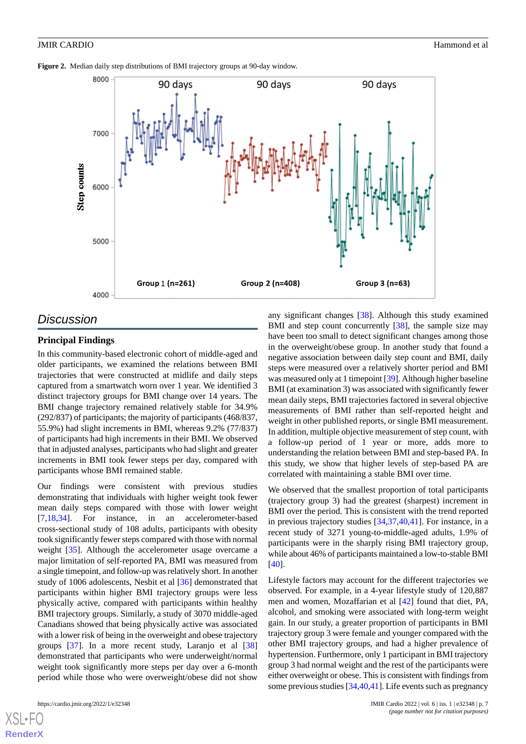**Figure 2.** Median daily step distributions of BMI trajectory groups at 90-day window.

## Discussion

### Principal Findings

In this community-based electronic cohort of middle-aged and older participants, we examined the relations between BMI trajectories that were constructed at midlife and daily steps captured from a smartwatch worn over 1 year. We identified 3 distinct trajectory groups for BMI change over 14 years. The BMI change trajectory remained relatively stable for 34.9% (292/837) of participants; the majority of participants (468/837, 55.9%) had slight increments in BMI, whereas 9.2% (77/837) of participants had high increments in their BMI. We observed that in adjusted analyses, participants who had slight and greater increments in BMI took fewer steps per day, compared with participants whose BMI remained stable.

Our findings were consistent with previous studies demonstrating that individuals with higher weight took fewer mean daily steps compared with those with lower weight [7,18,34]. For instance, in an accelerometer-based cross-sectional study of 108 adults, participants with obesity took significantly fewer steps compared with those with normal weight [35]. Although the accelerometer usage overcame a major limitation of self-reported PA, BMI was measured from a single timepoint, and follow-up was relatively short. In another study of 1006 adolescents, Nesbit et al [36] demonstrated that participants within higher BMI trajectory groups were less physically active, compared with participants within healthy BMI trajectory groups. Similarly, a study of 3070 middle-aged Canadians showed that being physically active was associated with a lower risk of being in the overweight and obese trajectory groups [37]. In a more recent study, Laranjo et al [38] demonstrated that participants who were underweight/normal weight took significantly more steps per day over a 6-month period while those who were overweight/obese did not show any significant changes [38]. Although this study examined BMI and step count concurrently [38], the sample size may have been too small to detect significant changes among those in the overweight/obese group. In another study that found a negative association between daily step count and BMI, daily steps were measured over a relatively shorter period and BMI was measured only at 1 timepoint [39]. Although higher baseline BMI (at examination 3) was associated with significantly fewer mean daily steps, BMI trajectories factored in several objective measurements of BMI rather than self-reported height and weight in other published reports, or single BMI measurement. In addition, multiple objective measurement of step count, with a follow-up period of 1 year or more, adds more to understanding the relation between BMI and step-based PA. In this study, we show that higher levels of step-based PA are correlated with maintaining a stable BMI over time.

We observed that the smallest proportion of total participants (trajectory group 3) had the greatest (sharpest) increment in BMI over the period. This is consistent with the trend reported in previous trajectory studies [34,37,40,41]. For instance, in a recent study of 3271 young-to-middle-aged adults, 1.9% of participants were in the sharply rising BMI trajectory group, while about 46% of participants maintained a low-to-stable BMI [40].

Lifestyle factors may account for the different trajectories we observed. For example, in a 4-year lifestyle study of 120,887 men and women, Mozaffarian et al [42] found that diet, PA, alcohol, and smoking were associated with long-term weight gain. In our study, a greater proportion of participants in BMI trajectory group 3 were female and younger compared with the other BMI trajectory groups, and had a higher prevalence of hypertension. Furthermore, only 1 participant in BMI trajectory group 3 had normal weight and the rest of the participants were either overweight or obese. This is consistent with findings from some previous studies [34,40,41]. Life events such as pregnancy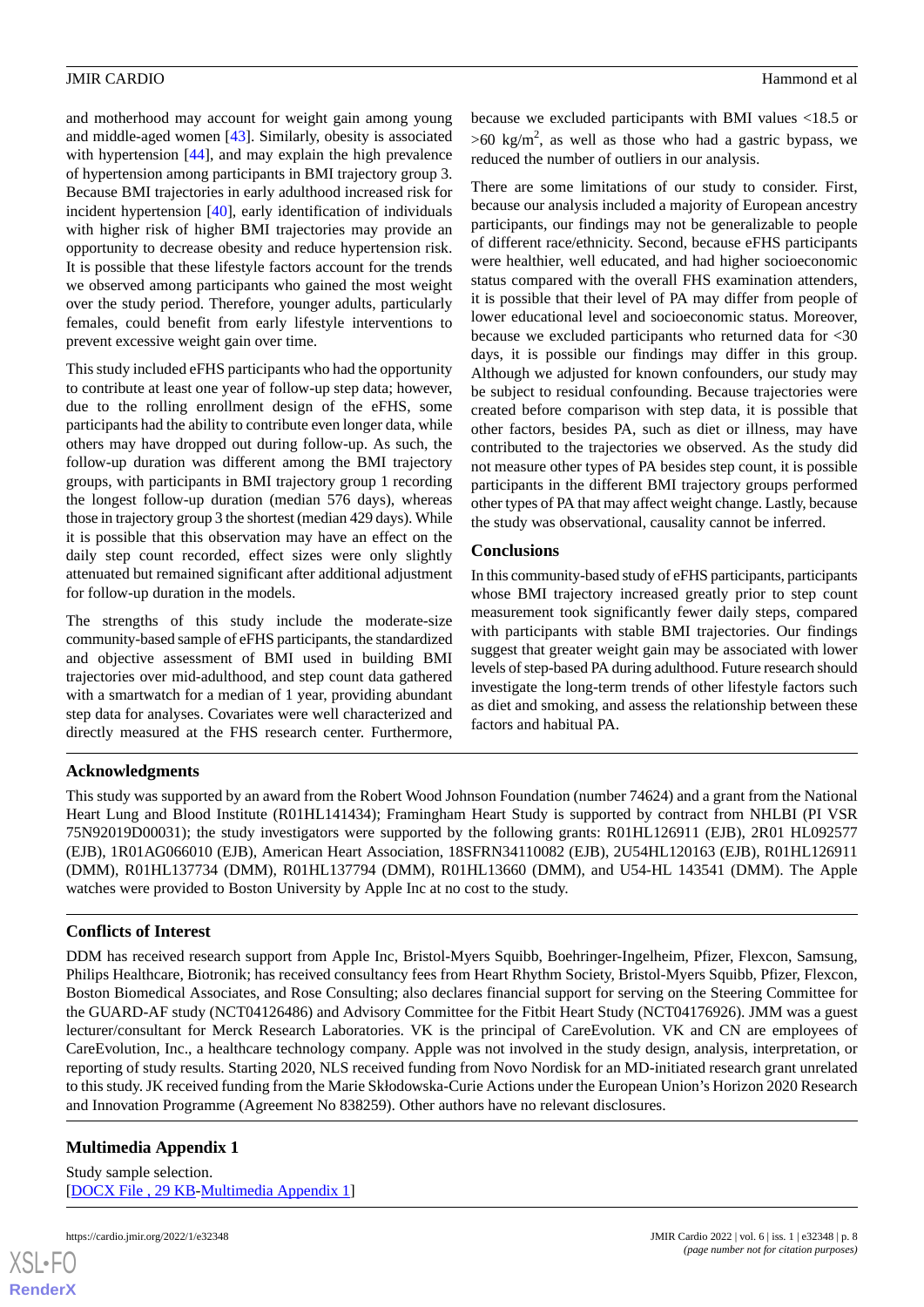and motherhood may account for weight gain among young and middle-aged women [43]. Similarly, obesity is associated with hypertension [44], and may explain the high prevalence of hypertension among participants in BMI trajectory group 3. Because BMI trajectories in early adulthood increased risk for incident hypertension [40], early identification of individuals with higher risk of higher BMI trajectories may provide an opportunity to decrease obesity and reduce hypertension risk. It is possible that these lifestyle factors account for the trends we observed among participants who gained the most weight over the study period. Therefore, younger adults, particularly females, could benefit from early lifestyle interventions to prevent excessive weight gain over time.

This study included eFHS participants who had the opportunity to contribute at least one year of follow-up step data; however, due to the rolling enrollment design of the eFHS, some participants had the ability to contribute even longer data, while others may have dropped out during follow-up. As such, the follow-up duration was different among the BMI trajectory groups, with participants in BMI trajectory group 1 recording the longest follow-up duration (median 576 days), whereas those in trajectory group 3 the shortest (median 429 days). While it is possible that this observation may have an effect on the daily step count recorded, effect sizes were only slightly attenuated but remained significant after additional adjustment for follow-up duration in the models.

The strengths of this study include the moderate-size community-based sample of eFHS participants, the standardized and objective assessment of BMI used in building BMI trajectories over mid-adulthood, and step count data gathered with a smartwatch for a median of 1 year, providing abundant step data for analyses. Covariates were well characterized and directly measured at the FHS research center. Furthermore, because we excluded participants with BMI values <18.5 or >60 kg/m$^2$, as well as those who had a gastric bypass, we reduced the number of outliers in our analysis.

There are some limitations of our study to consider. First, because our analysis included a majority of European ancestry participants, our findings may not be generalizable to people of different race/ethnicity. Second, because eFHS participants were healthier, well educated, and had higher socioeconomic status compared with the overall FHS examination attenders, it is possible that their level of PA may differ from people of lower educational level and socioeconomic status. Moreover, because we excluded participants who returned data for <30 days, it is possible our findings may differ in this group. Although we adjusted for known confounders, our study may be subject to residual confounding. Because trajectories were created before comparison with step data, it is possible that other factors, besides PA, such as diet or illness, may have contributed to the trajectories we observed. As the study did not measure other types of PA besides step count, it is possible participants in the different BMI trajectory groups performed other types of PA that may affect weight change. Lastly, because the study was observational, causality cannot be inferred.

## Conclusions

In this community-based study of eFHS participants, participants whose BMI trajectory increased greatly prior to step count measurement took significantly fewer daily steps, compared with participants with stable BMI trajectories. Our findings suggest that greater weight gain may be associated with lower levels of step-based PA during adulthood. Future research should investigate the long-term trends of other lifestyle factors such as diet and smoking, and assess the relationship between these factors and habitual PA.

## Acknowledgments

This study was supported by an award from the Robert Wood Johnson Foundation (number 74624) and a grant from the National Heart Lung and Blood Institute (R01HL141434); Framingham Heart Study is supported by contract from NHLBI (PI VSR 75N92019D00031); the study investigators were supported by the following grants: R01HL126911 (EJB), 2R01 HL092577 (EJB), 1R01AG066010 (EJB), American Heart Association, 18SFRN34110082 (EJB), 2U54HL120163 (EJB), R01HL126911 (DMM), R01HL137734 (DMM), R01HL137794 (DMM), R01HL13660 (DMM), and U54-HL 143541 (DMM). The Apple watches were provided to Boston University by Apple Inc at no cost to the study.

## Conflicts of Interest

DDM has received research support from Apple Inc, Bristol-Myers Squibb, Boehringer-Ingelheim, Pfizer, Flexcon, Samsung, Philips Healthcare, Biotronik; has received consultancy fees from Heart Rhythm Society, Bristol-Myers Squibb, Pfizer, Flexcon, Boston Biomedical Associates, and Rose Consulting; also declares financial support for serving on the Steering Committee for the GUARD-AF study (NCT04126486) and Advisory Committee for the Fitbit Heart Study (NCT04176926). JMM was a guest lecturer/consultant for Merck Research Laboratories. VK is the principal of CareEvolution. VK and CN are employees of CareEvolution, Inc., a healthcare technology company. Apple was not involved in the study design, analysis, interpretation, or reporting of study results. Starting 2020, NLS received funding from Novo Nordisk for an MD-initiated research grant unrelated to this study. JK received funding from the Marie Skłodowska-Curie Actions under the European Union's Horizon 2020 Research and Innovation Programme (Agreement No 838259). Other authors have no relevant disclosures.

## Multimedia Appendix 1

Study sample selection.
[DOCX File , 29 KB-Multimedia Appendix 1]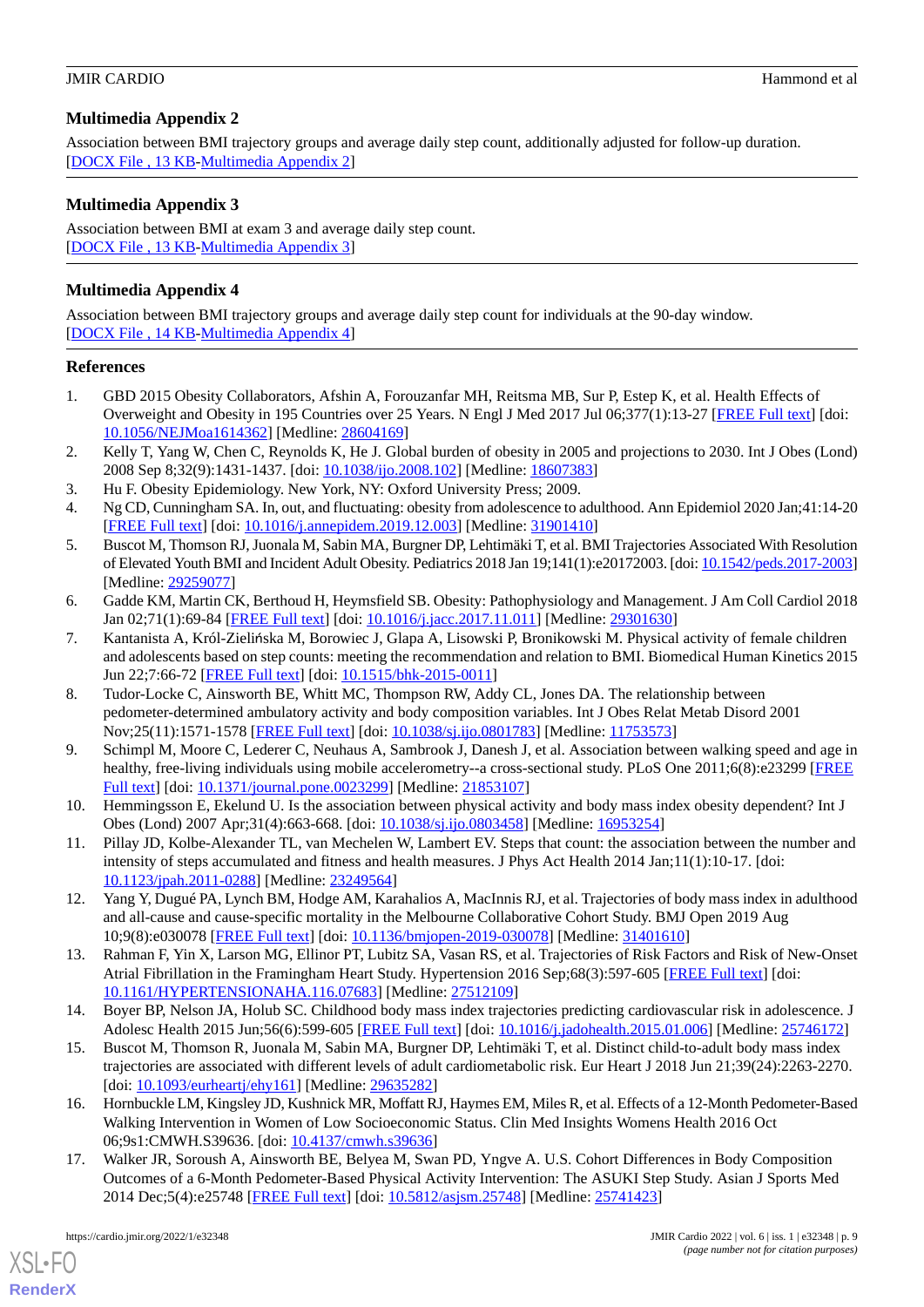## Multimedia Appendix 2

Association between BMI trajectory groups and average daily step count, additionally adjusted for follow-up duration.
[DOCX File , 13 KB-Multimedia Appendix 2]

## Multimedia Appendix 3

Association between BMI at exam 3 and average daily step count.
[DOCX File , 13 KB-Multimedia Appendix 3]

## Multimedia Appendix 4

Association between BMI trajectory groups and average daily step count for individuals at the 90-day window.
[DOCX File , 14 KB-Multimedia Appendix 4]

## References

1. GBD 2015 Obesity Collaborators, Afshin A, Forouzanfar MH, Reitsma MB, Sur P, Estep K, et al. Health Effects of Overweight and Obesity in 195 Countries over 25 Years. N Engl J Med 2017 Jul 06;377(1):13-27 [FREE Full text] [doi: 10.1056/NEJMoa1614362] [Medline: 28604169]
2. Kelly T, Yang W, Chen C, Reynolds K, He J. Global burden of obesity in 2005 and projections to 2030. Int J Obes (Lond) 2008 Sep 8;32(9):1431-1437. [doi: 10.1038/ijo.2008.102] [Medline: 18607383]
3. Hu F. Obesity Epidemiology. New York, NY: Oxford University Press; 2009.
4. Ng CD, Cunningham SA. In, out, and fluctuating: obesity from adolescence to adulthood. Ann Epidemiol 2020 Jan;41:14-20 [FREE Full text] [doi: 10.1016/j.annepidem.2019.12.003] [Medline: 31901410]
5. Buscot M, Thomson RJ, Juonala M, Sabin MA, Burgner DP, Lehtimäki T, et al. BMI Trajectories Associated With Resolution of Elevated Youth BMI and Incident Adult Obesity. Pediatrics 2018 Jan 19;141(1):e20172003. [doi: 10.1542/peds.2017-2003] [Medline: 29259077]
6. Gadde KM, Martin CK, Berthoud H, Heymsfield SB. Obesity: Pathophysiology and Management. J Am Coll Cardiol 2018 Jan 02;71(1):69-84 [FREE Full text] [doi: 10.1016/j.jacc.2017.11.011] [Medline: 29301630]
7. Kantanista A, Król-Zielińska M, Borowiec J, Glapa A, Lisowski P, Bronikowski M. Physical activity of female children and adolescents based on step counts: meeting the recommendation and relation to BMI. Biomedical Human Kinetics 2015 Jun 22;7:66-72 [FREE Full text] [doi: 10.1515/bhk-2015-0011]
8. Tudor-Locke C, Ainsworth BE, Whitt MC, Thompson RW, Addy CL, Jones DA. The relationship between pedometer-determined ambulatory activity and body composition variables. Int J Obes Relat Metab Disord 2001 Nov;25(11):1571-1578 [FREE Full text] [doi: 10.1038/sj.ijo.0801783] [Medline: 11753573]
9. Schimpl M, Moore C, Lederer C, Neuhaus A, Sambrook J, Danesh J, et al. Association between walking speed and age in healthy, free-living individuals using mobile accelerometry--a cross-sectional study. PLoS One 2011;6(8):e23299 [FREE Full text] [doi: 10.1371/journal.pone.0023299] [Medline: 21853107]
10. Hemmingsson E, Ekelund U. Is the association between physical activity and body mass index obesity dependent? Int J Obes (Lond) 2007 Apr;31(4):663-668. [doi: 10.1038/sj.ijo.0803458] [Medline: 16953254]
11. Pillay JD, Kolbe-Alexander TL, van Mechelen W, Lambert EV. Steps that count: the association between the number and intensity of steps accumulated and fitness and health measures. J Phys Act Health 2014 Jan;11(1):10-17. [doi: 10.1123/jpah.2011-0288] [Medline: 23249564]
12. Yang Y, Dugué PA, Lynch BM, Hodge AM, Karahalios A, MacInnis RJ, et al. Trajectories of body mass index in adulthood and all-cause and cause-specific mortality in the Melbourne Collaborative Cohort Study. BMJ Open 2019 Aug 10;9(8):e030078 [FREE Full text] [doi: 10.1136/bmjopen-2019-030078] [Medline: 31401610]
13. Rahman F, Yin X, Larson MG, Ellinor PT, Lubitz SA, Vasan RS, et al. Trajectories of Risk Factors and Risk of New-Onset Atrial Fibrillation in the Framingham Heart Study. Hypertension 2016 Sep;68(3):597-605 [FREE Full text] [doi: 10.1161/HYPERTENSIONAHA.116.07683] [Medline: 27512109]
14. Boyer BP, Nelson JA, Holub SC. Childhood body mass index trajectories predicting cardiovascular risk in adolescence. J Adolesc Health 2015 Jun;56(6):599-605 [FREE Full text] [doi: 10.1016/j.jadohealth.2015.01.006] [Medline: 25746172]
15. Buscot M, Thomson R, Juonala M, Sabin MA, Burgner DP, Lehtimäki T, et al. Distinct child-to-adult body mass index trajectories are associated with different levels of adult cardiometabolic risk. Eur Heart J 2018 Jun 21;39(24):2263-2270. [doi: 10.1093/eurheartj/ehy161] [Medline: 29635282]
16. Hornbuckle LM, Kingsley JD, Kushnick MR, Moffatt RJ, Haymes EM, Miles R, et al. Effects of a 12-Month Pedometer-Based Walking Intervention in Women of Low Socioeconomic Status. Clin Med Insights Womens Health 2016 Oct 06;9s1:CMWH.S39636. [doi: 10.4137/cmwh.s39636]
17. Walker JR, Soroush A, Ainsworth BE, Belyea M, Swan PD, Yngve A. U.S. Cohort Differences in Body Composition Outcomes of a 6-Month Pedometer-Based Physical Activity Intervention: The ASUKI Step Study. Asian J Sports Med 2014 Dec;5(4):e25748 [FREE Full text] [doi: 10.5812/asjsm.25748] [Medline: 25741423]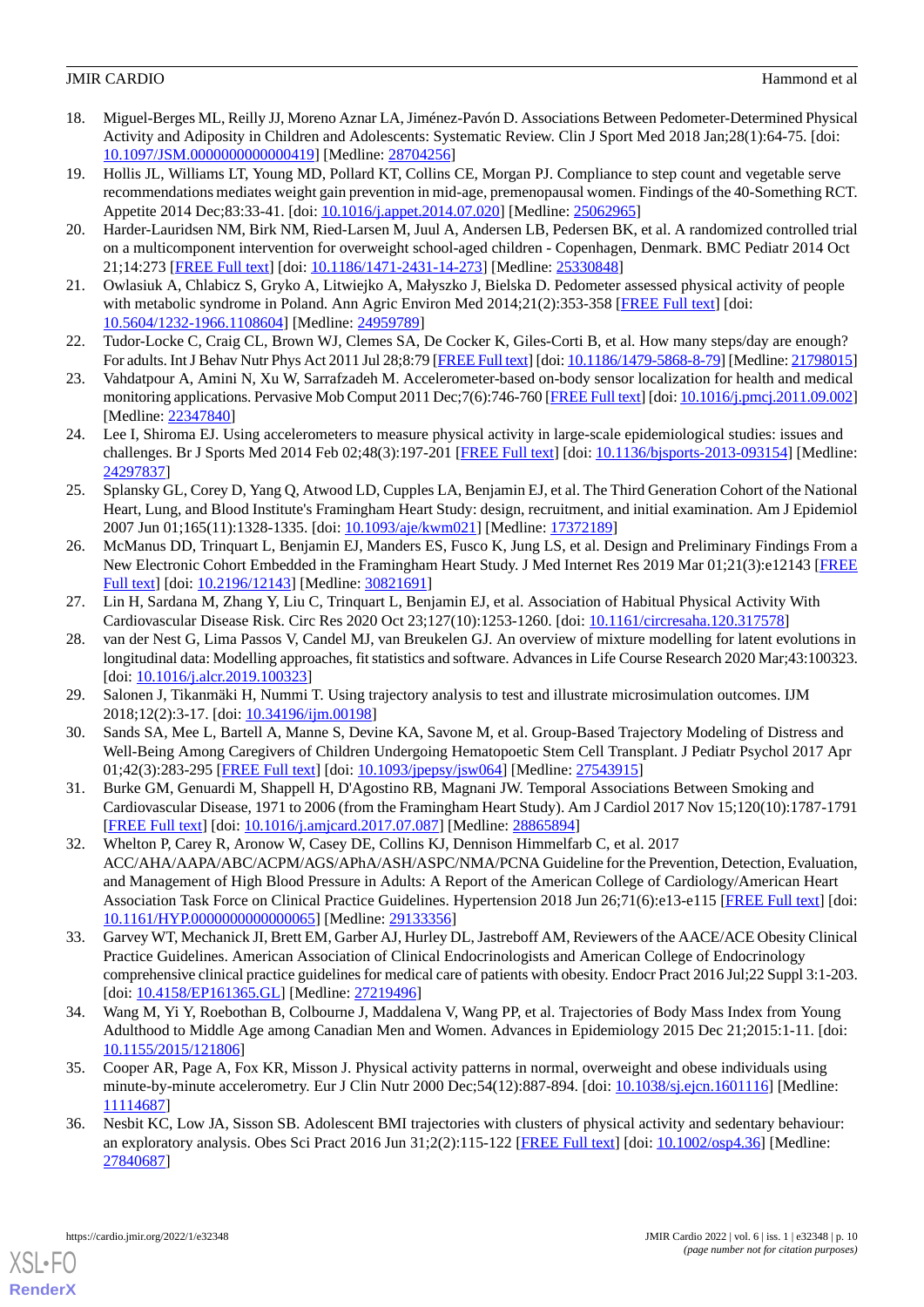18. Miguel-Berges ML, Reilly JJ, Moreno Aznar LA, Jiménez-Pavón D. Associations Between Pedometer-Determined Physical Activity and Adiposity in Children and Adolescents: Systematic Review. Clin J Sport Med 2018 Jan;28(1):64-75. [doi: 10.1097/JSM.0000000000000419] [Medline: 28704256]
19. Hollis JL, Williams LT, Young MD, Pollard KT, Collins CE, Morgan PJ. Compliance to step count and vegetable serve recommendations mediates weight gain prevention in mid-age, premenopausal women. Findings of the 40-Something RCT. Appetite 2014 Dec;83:33-41. [doi: 10.1016/j.appet.2014.07.020] [Medline: 25062965]
20. Harder-Lauridsen NM, Birk NM, Ried-Larsen M, Juul A, Andersen LB, Pedersen BK, et al. A randomized controlled trial on a multicomponent intervention for overweight school-aged children - Copenhagen, Denmark. BMC Pediatr 2014 Oct 21;14:273 [FREE Full text] [doi: 10.1186/1471-2431-14-273] [Medline: 25330848]
21. Owlasiuk A, Chlabicz S, Gryko A, Litwiejko A, Małyszko J, Bielska D. Pedometer assessed physical activity of people with metabolic syndrome in Poland. Ann Agric Environ Med 2014;21(2):353-358 [FREE Full text] [doi: 10.5604/1232-1966.1108604] [Medline: 24959789]
22. Tudor-Locke C, Craig CL, Brown WJ, Clemes SA, De Cocker K, Giles-Corti B, et al. How many steps/day are enough? For adults. Int J Behav Nutr Phys Act 2011 Jul 28;8:79 [FREE Full text] [doi: 10.1186/1479-5868-8-79] [Medline: 21798015]
23. Vahdatpour A, Amini N, Xu W, Sarrafzadeh M. Accelerometer-based on-body sensor localization for health and medical monitoring applications. Pervasive Mob Comput 2011 Dec;7(6):746-760 [FREE Full text] [doi: 10.1016/j.pmcj.2011.09.002] [Medline: 22347840]
24. Lee I, Shiroma EJ. Using accelerometers to measure physical activity in large-scale epidemiological studies: issues and challenges. Br J Sports Med 2014 Feb 02;48(3):197-201 [FREE Full text] [doi: 10.1136/bjsports-2013-093154] [Medline: 24297837]
25. Splansky GL, Corey D, Yang Q, Atwood LD, Cupples LA, Benjamin EJ, et al. The Third Generation Cohort of the National Heart, Lung, and Blood Institute's Framingham Heart Study: design, recruitment, and initial examination. Am J Epidemiol 2007 Jun 01;165(11):1328-1335. [doi: 10.1093/aje/kwm021] [Medline: 17372189]
26. McManus DD, Trinquart L, Benjamin EJ, Manders ES, Fusco K, Jung LS, et al. Design and Preliminary Findings From a New Electronic Cohort Embedded in the Framingham Heart Study. J Med Internet Res 2019 Mar 01;21(3):e12143 [FREE Full text] [doi: 10.2196/12143] [Medline: 30821691]
27. Lin H, Sardana M, Zhang Y, Liu C, Trinquart L, Benjamin EJ, et al. Association of Habitual Physical Activity With Cardiovascular Disease Risk. Circ Res 2020 Oct 23;127(10):1253-1260. [doi: 10.1161/circresaha.120.317578]
28. van der Nest G, Lima Passos V, Candel MJ, van Breukelen GJ. An overview of mixture modelling for latent evolutions in longitudinal data: Modelling approaches, fit statistics and software. Advances in Life Course Research 2020 Mar;43:100323. [doi: 10.1016/j.alcr.2019.100323]
29. Salonen J, Tikanmäki H, Nummi T. Using trajectory analysis to test and illustrate microsimulation outcomes. IJM 2018;12(2):3-17. [doi: 10.34196/ijm.00198]
30. Sands SA, Mee L, Bartell A, Manne S, Devine KA, Savone M, et al. Group-Based Trajectory Modeling of Distress and Well-Being Among Caregivers of Children Undergoing Hematopoetic Stem Cell Transplant. J Pediatr Psychol 2017 Apr 01;42(3):283-295 [FREE Full text] [doi: 10.1093/jpepsy/jsw064] [Medline: 27543915]
31. Burke GM, Genuardi M, Shappell H, D'Agostino RB, Magnani JW. Temporal Associations Between Smoking and Cardiovascular Disease, 1971 to 2006 (from the Framingham Heart Study). Am J Cardiol 2017 Nov 15;120(10):1787-1791 [FREE Full text] [doi: 10.1016/j.amjcard.2017.07.087] [Medline: 28865894]
32. Whelton P, Carey R, Aronow W, Casey DE, Collins KJ, Dennison Himmelfarb C, et al. 2017 ACC/AHA/AAPA/ABC/ACPM/AGS/APhA/ASH/ASPC/NMA/PCNA Guideline for the Prevention, Detection, Evaluation, and Management of High Blood Pressure in Adults: A Report of the American College of Cardiology/American Heart Association Task Force on Clinical Practice Guidelines. Hypertension 2018 Jun 26;71(6):e13-e115 [FREE Full text] [doi: 10.1161/HYP.0000000000000065] [Medline: 29133356]
33. Garvey WT, Mechanick JI, Brett EM, Garber AJ, Hurley DL, Jastreboff AM, Reviewers of the AACE/ACE Obesity Clinical Practice Guidelines. American Association of Clinical Endocrinologists and American College of Endocrinology comprehensive clinical practice guidelines for medical care of patients with obesity. Endocr Pract 2016 Jul;22 Suppl 3:1-203. [doi: 10.4158/EP161365.GL] [Medline: 27219496]
34. Wang M, Yi Y, Roebothan B, Colbourne J, Maddalena V, Wang PP, et al. Trajectories of Body Mass Index from Young Adulthood to Middle Age among Canadian Men and Women. Advances in Epidemiology 2015 Dec 21;2015:1-11. [doi: 10.1155/2015/121806]
35. Cooper AR, Page A, Fox KR, Misson J. Physical activity patterns in normal, overweight and obese individuals using minute-by-minute accelerometry. Eur J Clin Nutr 2000 Dec;54(12):887-894. [doi: 10.1038/sj.ejcn.1601116] [Medline: 11114687]
36. Nesbit KC, Low JA, Sisson SB. Adolescent BMI trajectories with clusters of physical activity and sedentary behaviour: an exploratory analysis. Obes Sci Pract 2016 Jun 31;2(2):115-122 [FREE Full text] [doi: 10.1002/osp4.36] [Medline: 27840687]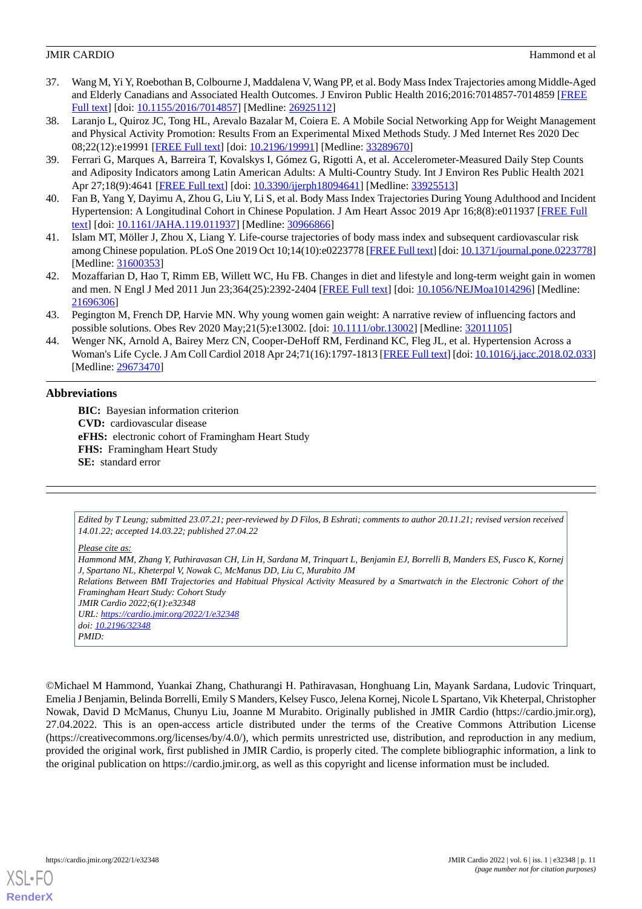37. Wang M, Yi Y, Roebothan B, Colbourne J, Maddalena V, Wang PP, et al. Body Mass Index Trajectories among Middle-Aged and Elderly Canadians and Associated Health Outcomes. J Environ Public Health 2016;2016:7014857-7014859 [FREE Full text] [doi: 10.1155/2016/7014857] [Medline: 26925112]
38. Laranjo L, Quiroz JC, Tong HL, Arevalo Bazalar M, Coiera E. A Mobile Social Networking App for Weight Management and Physical Activity Promotion: Results From an Experimental Mixed Methods Study. J Med Internet Res 2020 Dec 08;22(12):e19991 [FREE Full text] [doi: 10.2196/19991] [Medline: 33289670]
39. Ferrari G, Marques A, Barreira T, Kovalskys I, Gómez G, Rigotti A, et al. Accelerometer-Measured Daily Step Counts and Adiposity Indicators among Latin American Adults: A Multi-Country Study. Int J Environ Res Public Health 2021 Apr 27;18(9):4641 [FREE Full text] [doi: 10.3390/ijerph18094641] [Medline: 33925513]
40. Fan B, Yang Y, Dayimu A, Zhou G, Liu Y, Li S, et al. Body Mass Index Trajectories During Young Adulthood and Incident Hypertension: A Longitudinal Cohort in Chinese Population. J Am Heart Assoc 2019 Apr 16;8(8):e011937 [FREE Full text] [doi: 10.1161/JAHA.119.011937] [Medline: 30966866]
41. Islam MT, Möller J, Zhou X, Liang Y. Life-course trajectories of body mass index and subsequent cardiovascular risk among Chinese population. PLoS One 2019 Oct 10;14(10):e0223778 [FREE Full text] [doi: 10.1371/journal.pone.0223778] [Medline: 31600353]
42. Mozaffarian D, Hao T, Rimm EB, Willett WC, Hu FB. Changes in diet and lifestyle and long-term weight gain in women and men. N Engl J Med 2011 Jun 23;364(25):2392-2404 [FREE Full text] [doi: 10.1056/NEJMoa1014296] [Medline: 21696306]
43. Pegington M, French DP, Harvie MN. Why young women gain weight: A narrative review of influencing factors and possible solutions. Obes Rev 2020 May;21(5):e13002. [doi: 10.1111/obr.13002] [Medline: 32011105]
44. Wenger NK, Arnold A, Bairey Merz CN, Cooper-DeHoff RM, Ferdinand KC, Fleg JL, et al. Hypertension Across a Woman's Life Cycle. J Am Coll Cardiol 2018 Apr 24;71(16):1797-1813 [FREE Full text] [doi: 10.1016/j.jacc.2018.02.033] [Medline: 29673470]

## Abbreviations

**BIC:** Bayesian information criterion
**CVD:** cardiovascular disease
**eFHS:** electronic cohort of Framingham Heart Study
**FHS:** Framingham Heart Study
**SE:** standard error

*Edited by T Leung; submitted 23.07.21; peer-reviewed by D Filos, B Eshrati; comments to author 20.11.21; revised version received 14.01.22; accepted 14.03.22; published 27.04.22*

*Please cite as:*
*Hammond MM, Zhang Y, Pathiravasan CH, Lin H, Sardana M, Trinquart L, Benjamin EJ, Borrelli B, Manders ES, Fusco K, Kornej J, Spartano NL, Kheterpal V, Nowak C, McManus DD, Liu C, Murabito JM*
*Relations Between BMI Trajectories and Habitual Physical Activity Measured by a Smartwatch in the Electronic Cohort of the Framingham Heart Study: Cohort Study*
*JMIR Cardio 2022;6(1):e32348*
*URL: https://cardio.jmir.org/2022/1/e32348*
*doi: 10.2196/32348*
*PMID:*

©Michael M Hammond, Yuankai Zhang, Chathurangi H. Pathiravasan, Honghuang Lin, Mayank Sardana, Ludovic Trinquart, Emelia J Benjamin, Belinda Borrelli, Emily S Manders, Kelsey Fusco, Jelena Kornej, Nicole L Spartano, Vik Kheterpal, Christopher Nowak, David D McManus, Chunyu Liu, Joanne M Murabito. Originally published in JMIR Cardio (https://cardio.jmir.org), 27.04.2022. This is an open-access article distributed under the terms of the Creative Commons Attribution License (https://creativecommons.org/licenses/by/4.0/), which permits unrestricted use, distribution, and reproduction in any medium, provided the original work, first published in JMIR Cardio, is properly cited. The complete bibliographic information, a link to the original publication on https://cardio.jmir.org, as well as this copyright and license information must be included.